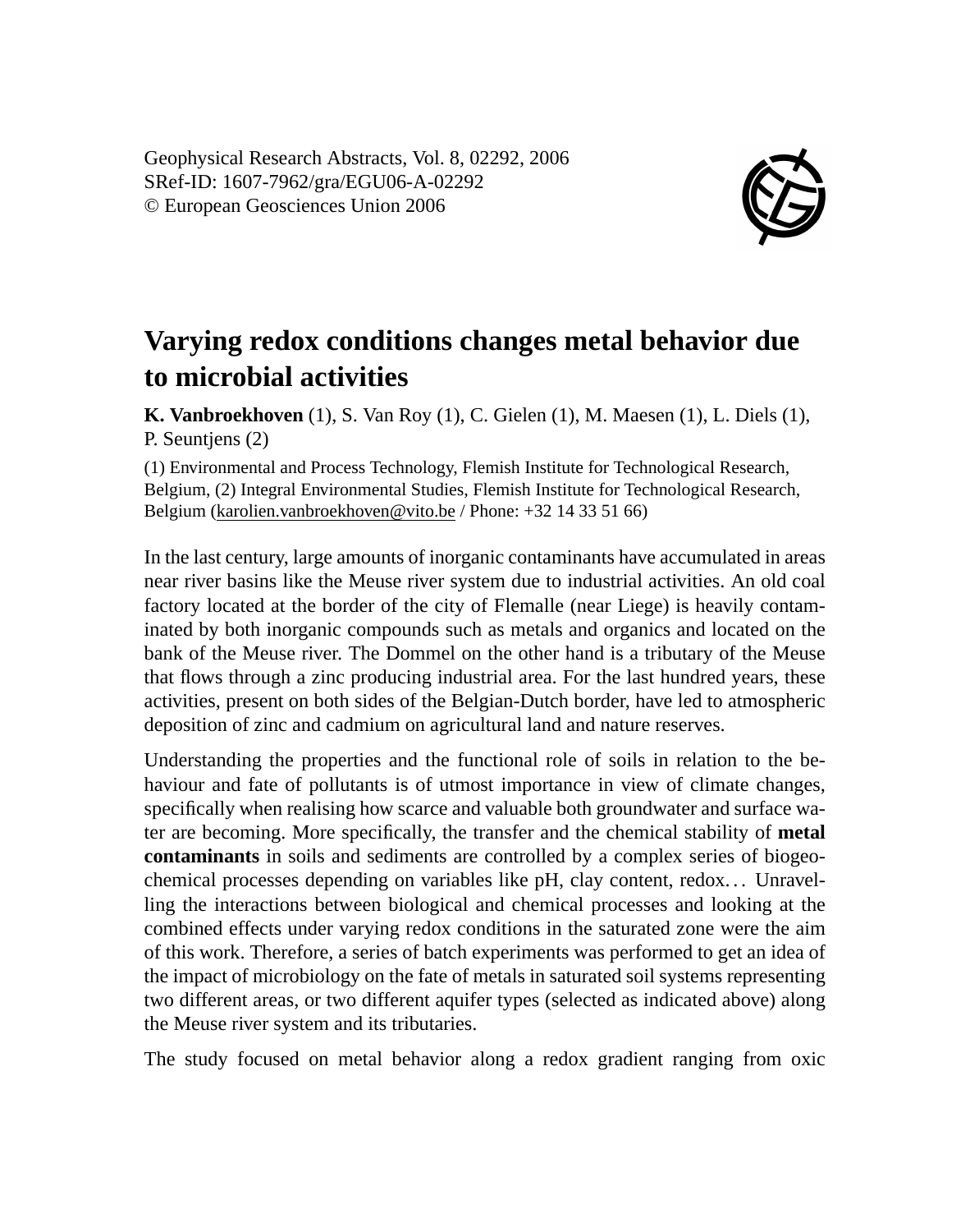Geophysical Research Abstracts, Vol. 8, 02292, 2006
SRef-ID: 1607-7962/gra/EGU06-A-02292
© European Geosciences Union 2006

# Varying redox conditions changes metal behavior due to microbial activities

**K. Vanbroekhoven** (1), S. Van Roy (1), C. Gielen (1), M. Maesen (1), L. Diels (1), P. Seuntjens (2)

(1) Environmental and Process Technology, Flemish Institute for Technological Research, Belgium, (2) Integral Environmental Studies, Flemish Institute for Technological Research, Belgium (karolien.vanbroekhoven@vito.be / Phone: +32 14 33 51 66)

In the last century, large amounts of inorganic contaminants have accumulated in areas near river basins like the Meuse river system due to industrial activities. An old coal factory located at the border of the city of Flemalle (near Liege) is heavily contaminated by both inorganic compounds such as metals and organics and located on the bank of the Meuse river. The Dommel on the other hand is a tributary of the Meuse that flows through a zinc producing industrial area. For the last hundred years, these activities, present on both sides of the Belgian-Dutch border, have led to atmospheric deposition of zinc and cadmium on agricultural land and nature reserves.

Understanding the properties and the functional role of soils in relation to the behaviour and fate of pollutants is of utmost importance in view of climate changes, specifically when realising how scarce and valuable both groundwater and surface water are becoming. More specifically, the transfer and the chemical stability of **metal contaminants** in soils and sediments are controlled by a complex series of biogeochemical processes depending on variables like pH, clay content, redox... Unravelling the interactions between biological and chemical processes and looking at the combined effects under varying redox conditions in the saturated zone were the aim of this work. Therefore, a series of batch experiments was performed to get an idea of the impact of microbiology on the fate of metals in saturated soil systems representing two different areas, or two different aquifer types (selected as indicated above) along the Meuse river system and its tributaries.

The study focused on metal behavior along a redox gradient ranging from oxic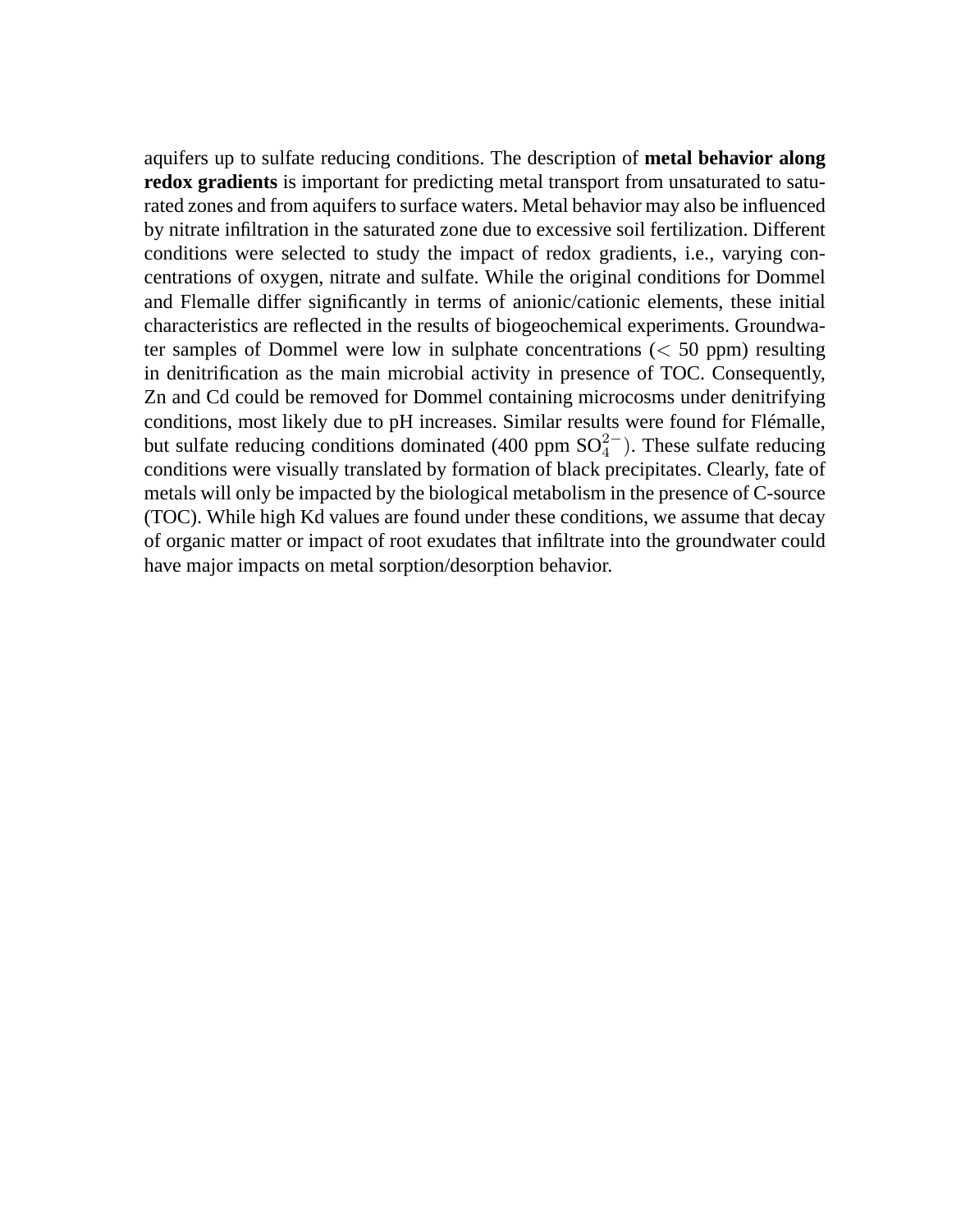aquifers up to sulfate reducing conditions. The description of **metal behavior along redox gradients** is important for predicting metal transport from unsaturated to saturated zones and from aquifers to surface waters. Metal behavior may also be influenced by nitrate infiltration in the saturated zone due to excessive soil fertilization. Different conditions were selected to study the impact of redox gradients, i.e., varying concentrations of oxygen, nitrate and sulfate. While the original conditions for Dommel and Flemalle differ significantly in terms of anionic/cationic elements, these initial characteristics are reflected in the results of biogeochemical experiments. Groundwater samples of Dommel were low in sulphate concentrations ($< 50$ ppm) resulting in denitrification as the main microbial activity in presence of TOC. Consequently, Zn and Cd could be removed for Dommel containing microcosms under denitrifying conditions, most likely due to pH increases. Similar results were found for Flémalle, but sulfate reducing conditions dominated (400 ppm $SO_4^{2-}$). These sulfate reducing conditions were visually translated by formation of black precipitates. Clearly, fate of metals will only be impacted by the biological metabolism in the presence of C-source (TOC). While high Kd values are found under these conditions, we assume that decay of organic matter or impact of root exudates that infiltrate into the groundwater could have major impacts on metal sorption/desorption behavior.